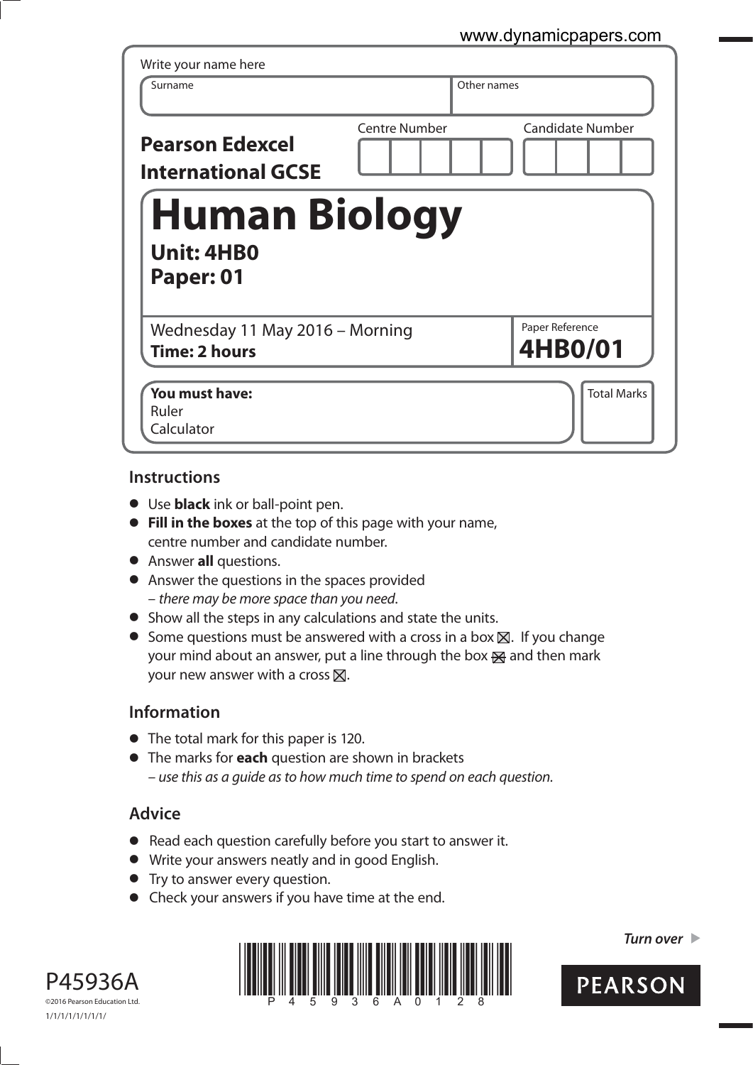Write your name here

| Surname | Other names |
|---|---|
| | |

**Pearson Edexcel International GCSE**

| Centre Number | Candidate Number |
|---|---|
| | |

# Human Biology

**Unit: 4HB0**

**Paper: 01**

Wednesday 11 May 2016 – Morning

**Time: 2 hours**

Paper Reference **4HB0/01**

**You must have:**
Ruler
Calculator

Total Marks

## Instructions

- Use **black** ink or ball-point pen.
- **Fill in the boxes** at the top of this page with your name, centre number and candidate number.
- Answer **all** questions.
- Answer the questions in the spaces provided – *there may be more space than you need*.
- Show all the steps in any calculations and state the units.
- Some questions must be answered with a cross in a box ☒. If you change your mind about an answer, put a line through the box ☒ and then mark your new answer with a cross ☒.

## Information

- The total mark for this paper is 120.
- The marks for **each** question are shown in brackets – *use this as a guide as to how much time to spend on each question.*

## Advice

- Read each question carefully before you start to answer it.
- Write your answers neatly and in good English.
- Try to answer every question.
- Check your answers if you have time at the end.

*Turn over* ▶

P45936A

©2016 Pearson Education Ltd.

1/1/1/1/1/1/1/1/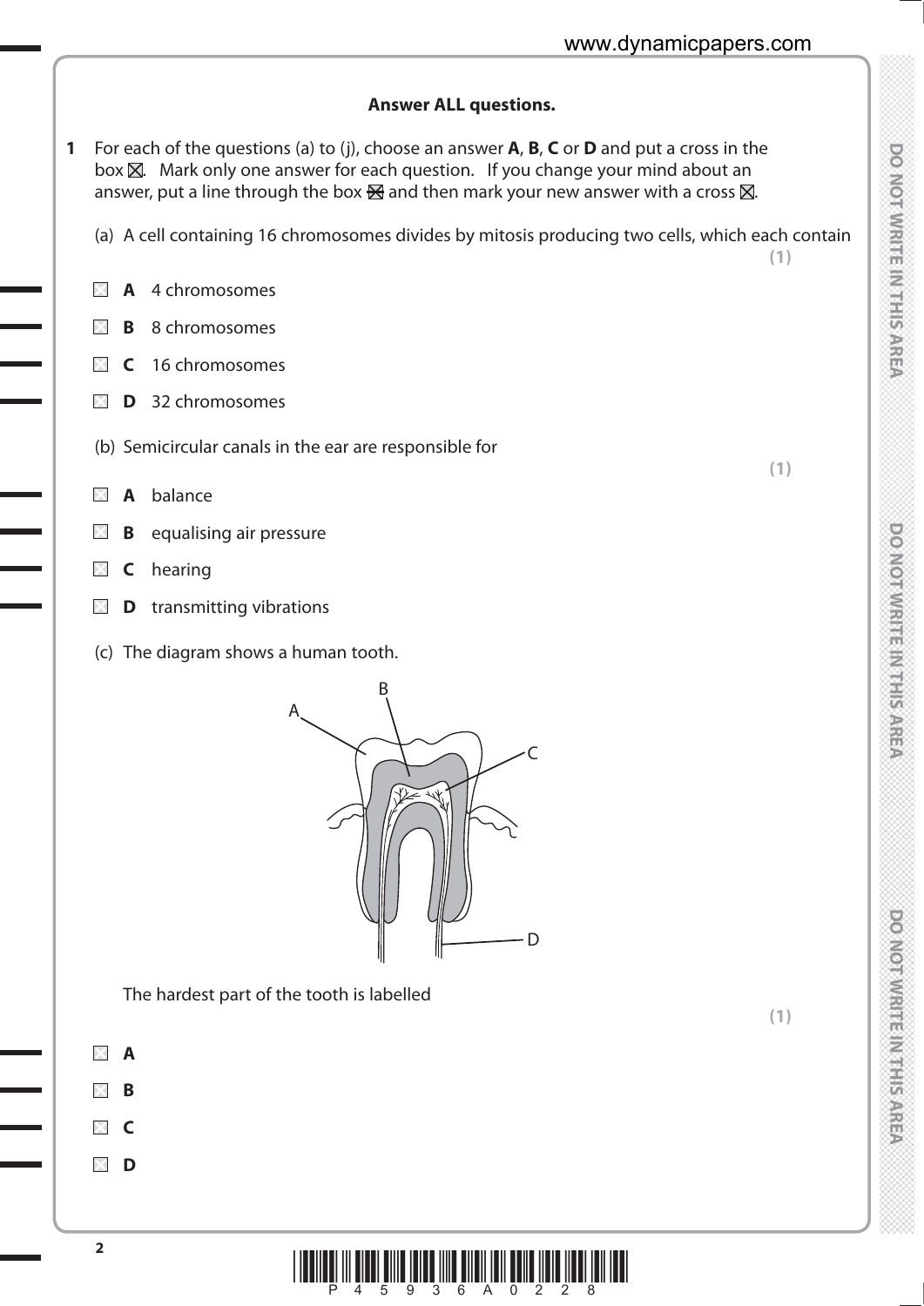**Answer ALL questions.**

**1** For each of the questions (a) to (j), choose an answer **A**, **B**, **C** or **D** and put a cross in the box ☒. Mark only one answer for each question. If you change your mind about an answer, put a line through the box ☒ and then mark your new answer with a cross ☒.

(a) A cell containing 16 chromosomes divides by mitosis producing two cells, which each contain **(1)**

☐ **A** 4 chromosomes

☐ **B** 8 chromosomes

☐ **C** 16 chromosomes

☐ **D** 32 chromosomes

(b) Semicircular canals in the ear are responsible for **(1)**

☐ **A** balance

☐ **B** equalising air pressure

☐ **C** hearing

☐ **D** transmitting vibrations

(c) The diagram shows a human tooth.

The hardest part of the tooth is labelled **(1)**

☐ **A**

☐ **B**

☐ **C**

☐ **D**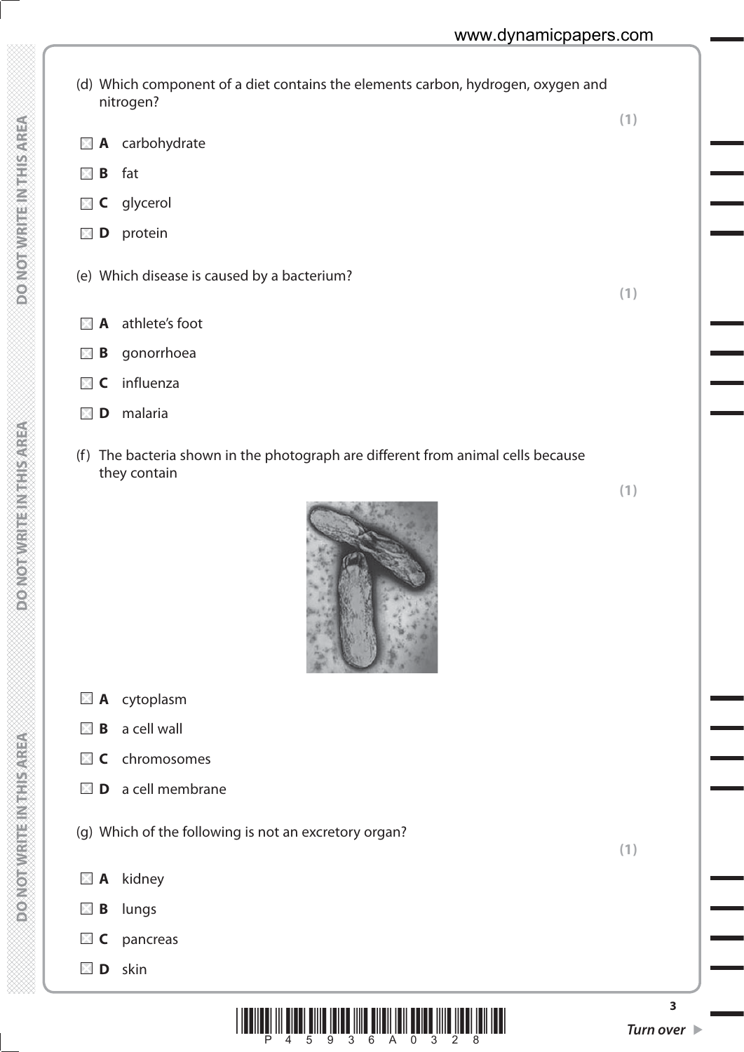(d) Which component of a diet contains the elements carbon, hydrogen, oxygen and nitrogen?

**(1)**

- **A** carbohydrate
- **B** fat
- **C** glycerol
- **D** protein

(e) Which disease is caused by a bacterium?

**(1)**

- **A** athlete's foot
- **B** gonorrhoea
- **C** influenza
- **D** malaria

(f) The bacteria shown in the photograph are different from animal cells because they contain

**(1)**

- **A** cytoplasm
- **B** a cell wall
- **C** chromosomes
- **D** a cell membrane

(g) Which of the following is not an excretory organ?

**(1)**

- **A** kidney
- **B** lungs
- **C** pancreas
- **D** skin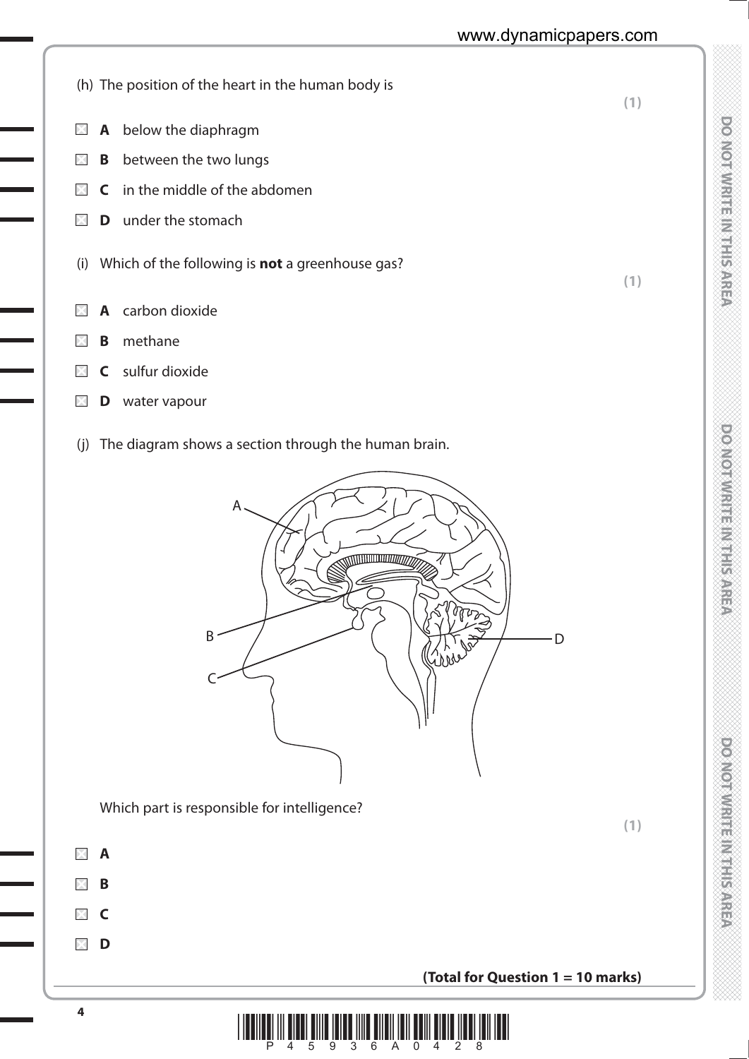(h) The position of the heart in the human body is

**(1)**

- ☒ **A** below the diaphragm
- ☒ **B** between the two lungs
- ☒ **C** in the middle of the abdomen
- ☒ **D** under the stomach

(i) Which of the following is **not** a greenhouse gas?

**(1)**

- ☒ **A** carbon dioxide
- ☒ **B** methane
- ☒ **C** sulfur dioxide
- ☒ **D** water vapour

(j) The diagram shows a section through the human brain.

Which part is responsible for intelligence?

**(1)**

- ☒ **A**
- ☒ **B**
- ☒ **C**
- ☒ **D**

**(Total for Question 1 = 10 marks)**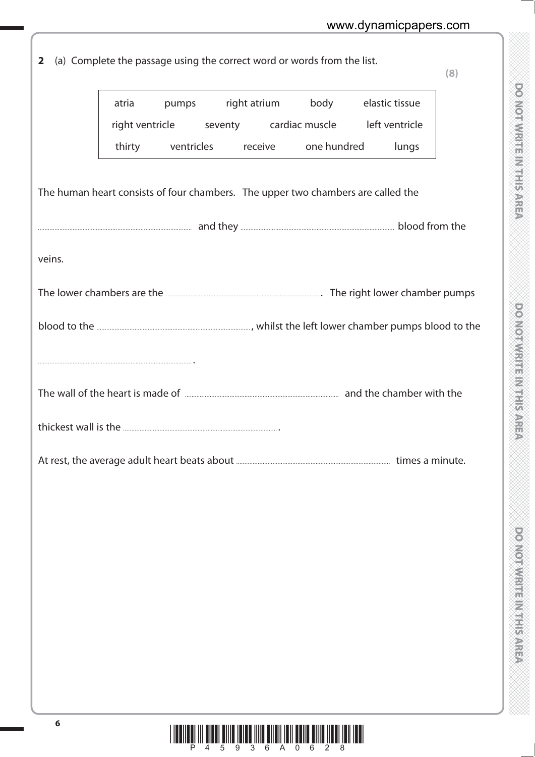**2** (a) Complete the passage using the correct word or words from the list.

**(8)**

| atria | pumps | right atrium | body | elastic tissue |
|---|---|---|---|---|
| right ventricle | seventy | cardiac muscle | left ventricle | |
| thirty | ventricles | receive | one hundred | lungs |

The human heart consists of four chambers. The upper two chambers are called the

.................................................. and they .................................................. blood from the veins.

The lower chambers are the .................................................. . The right lower chamber pumps blood to the .................................................., whilst the left lower chamber pumps blood to the

.................................................. .

The wall of the heart is made of .................................................. and the chamber with the thickest wall is the .................................................. .

At rest, the average adult heart beats about .................................................. times a minute.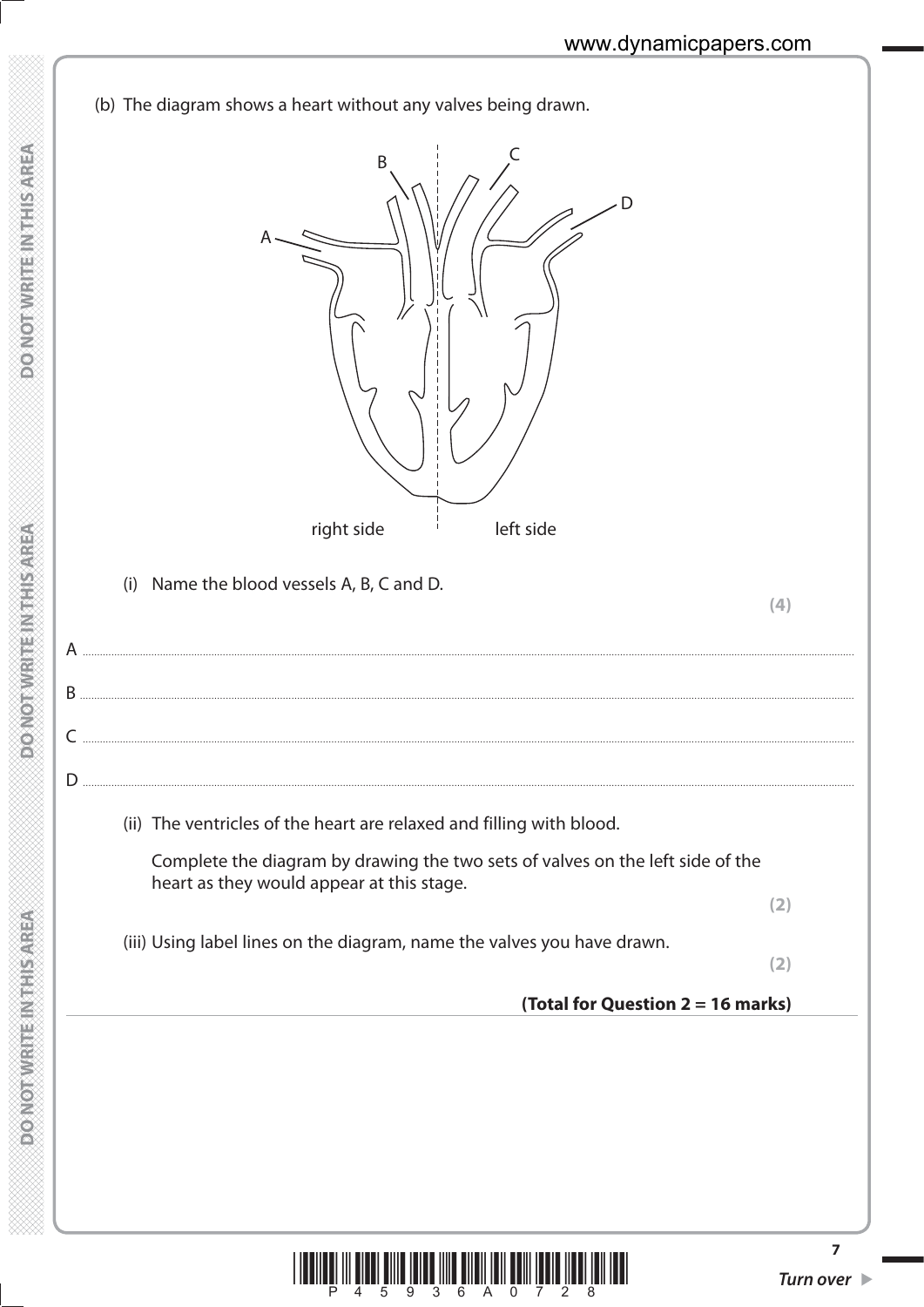(b) The diagram shows a heart without any valves being drawn.

B C D A

right side left side

(i) Name the blood vessels A, B, C and D.

**(4)**

A ..............................................................................................................................................

B ..............................................................................................................................................

C ..............................................................................................................................................

D ..............................................................................................................................................

(ii) The ventricles of the heart are relaxed and filling with blood.

Complete the diagram by drawing the two sets of valves on the left side of the heart as they would appear at this stage.

**(2)**

(iii) Using label lines on the diagram, name the valves you have drawn.

**(2)**

**(Total for Question 2 = 16 marks)**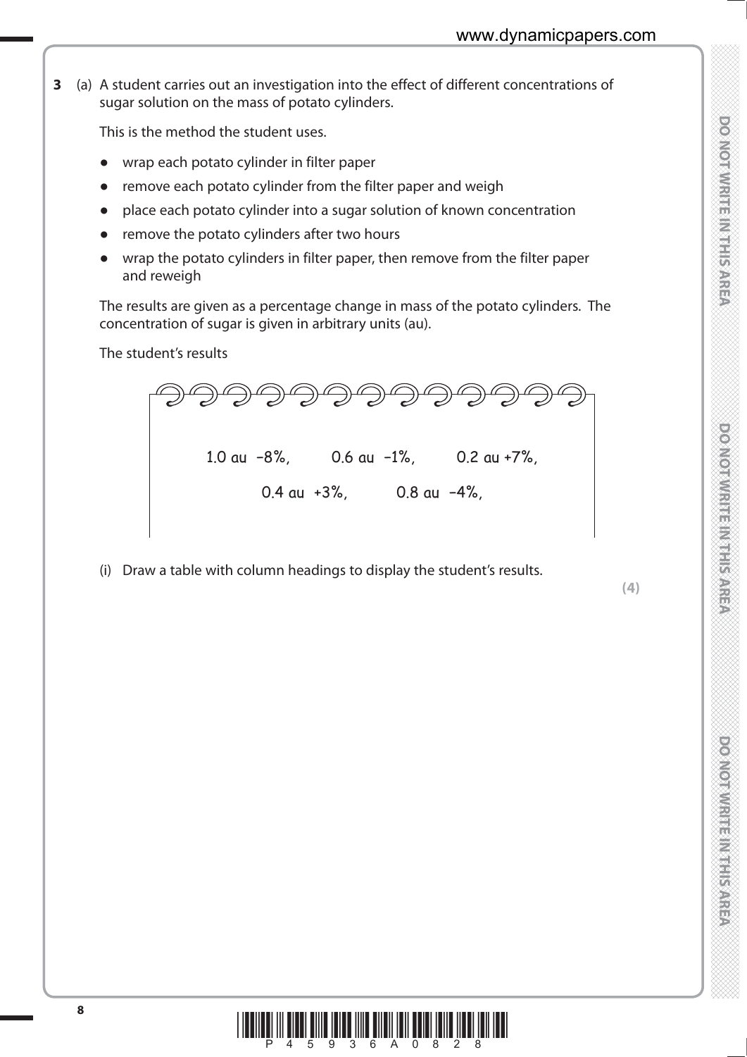**3** (a) A student carries out an investigation into the effect of different concentrations of sugar solution on the mass of potato cylinders.

This is the method the student uses.

- wrap each potato cylinder in filter paper
- remove each potato cylinder from the filter paper and weigh
- place each potato cylinder into a sugar solution of known concentration
- remove the potato cylinders after two hours
- wrap the potato cylinders in filter paper, then remove from the filter paper and reweigh

The results are given as a percentage change in mass of the potato cylinders. The concentration of sugar is given in arbitrary units (au).

The student's results

1.0 au −8%, 0.6 au −1%, 0.2 au +7%,

0.4 au +3%, 0.8 au −4%,

(i) Draw a table with column headings to display the student's results.

**(4)**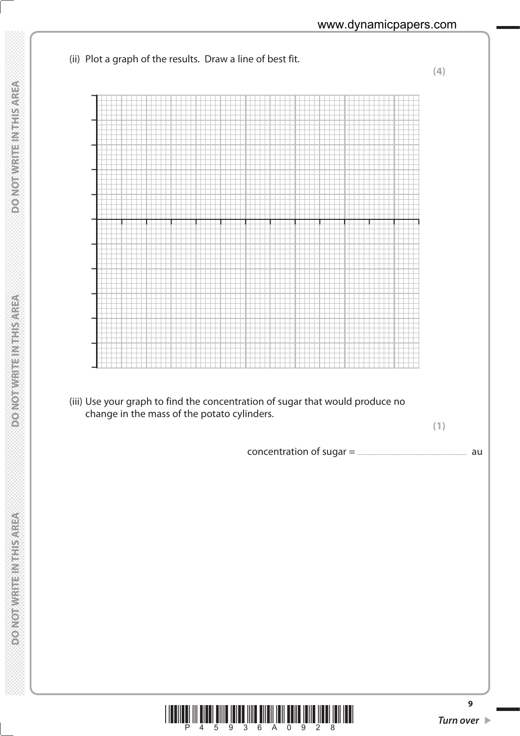(ii) Plot a graph of the results. Draw a line of best fit.

**(4)**

(iii) Use your graph to find the concentration of sugar that would produce no change in the mass of the potato cylinders.

**(1)**

concentration of sugar = .................................................... au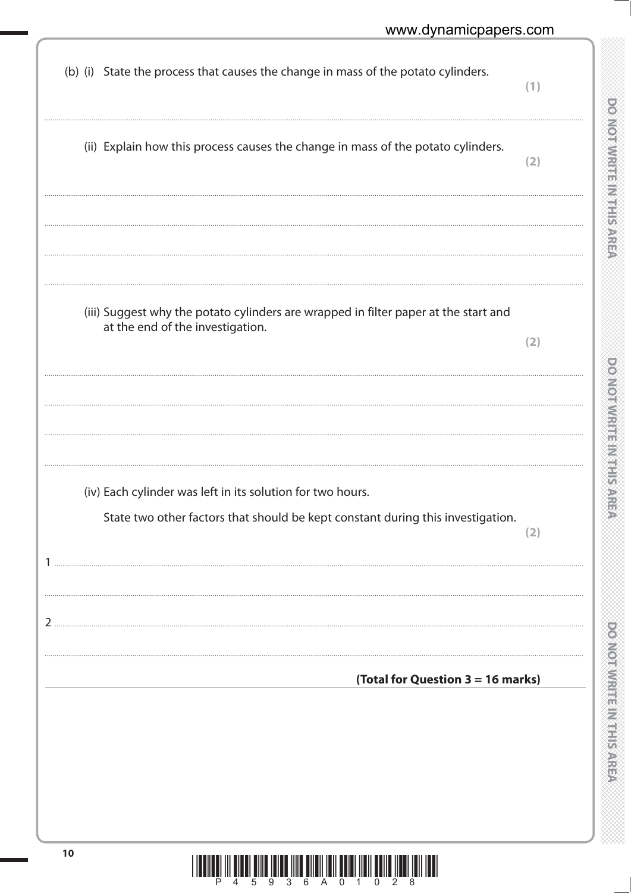(b) (i) State the process that causes the change in mass of the potato cylinders. **(1)**

.......................................................................................................................................................................................................

(ii) Explain how this process causes the change in mass of the potato cylinders. **(2)**

.......................................................................................................................................................................................................

.......................................................................................................................................................................................................

.......................................................................................................................................................................................................

.......................................................................................................................................................................................................

(iii) Suggest why the potato cylinders are wrapped in filter paper at the start and at the end of the investigation. **(2)**

.......................................................................................................................................................................................................

.......................................................................................................................................................................................................

.......................................................................................................................................................................................................

.......................................................................................................................................................................................................

(iv) Each cylinder was left in its solution for two hours.

State two other factors that should be kept constant during this investigation. **(2)**

1 .....................................................................................................................................................................................................

.......................................................................................................................................................................................................

2 .....................................................................................................................................................................................................

.......................................................................................................................................................................................................

**(Total for Question 3 = 16 marks)**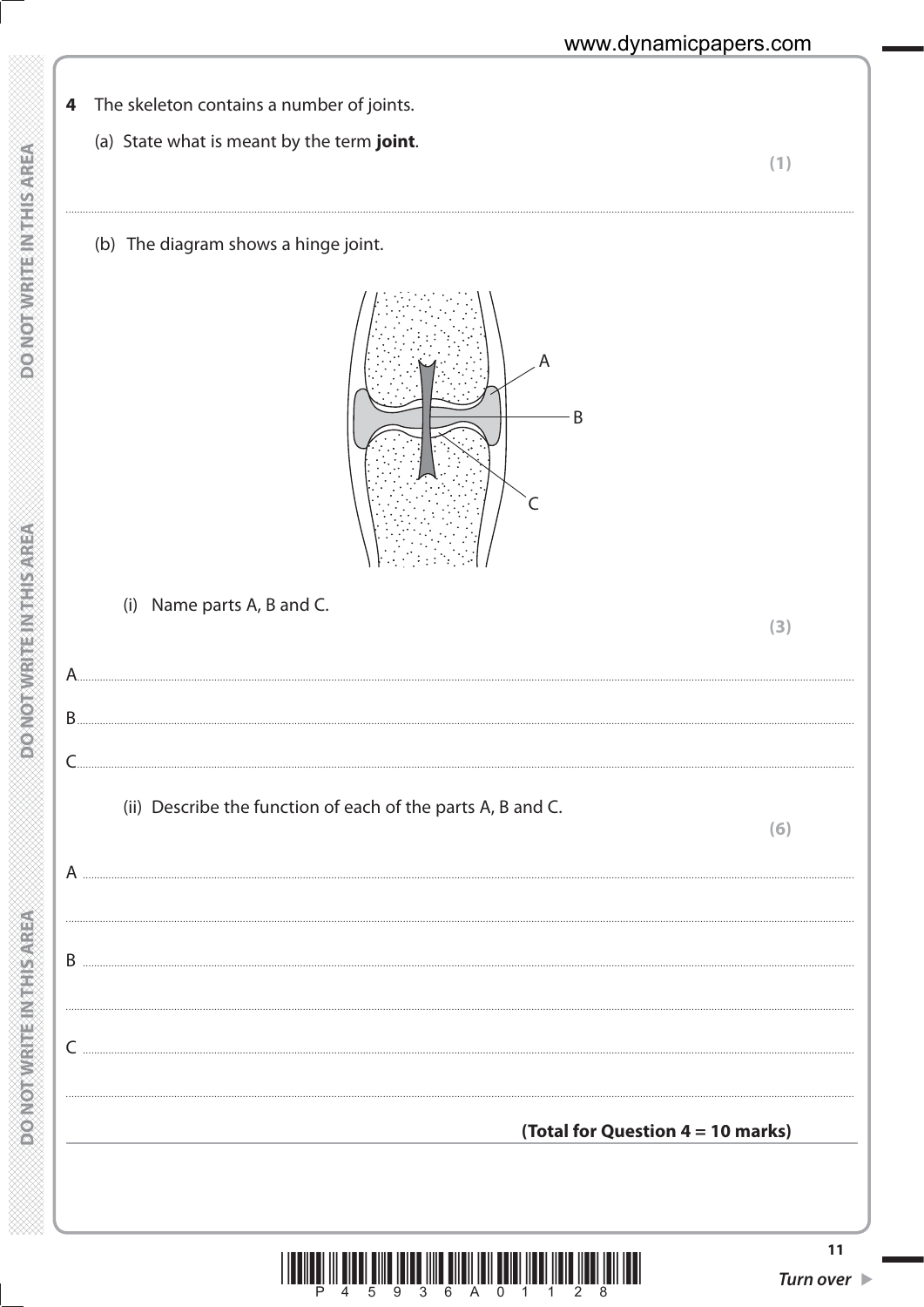**4** The skeleton contains a number of joints.

(a) State what is meant by the term **joint**.

**(1)**

..........................................................................................................................................

(b) The diagram shows a hinge joint.

A

B

C

(i) Name parts A, B and C.

**(3)**

A..........................................................................................................................................

B..........................................................................................................................................

C..........................................................................................................................................

(ii) Describe the function of each of the parts A, B and C.

**(6)**

A ..........................................................................................................................................

..........................................................................................................................................

B ..........................................................................................................................................

..........................................................................................................................................

C ..........................................................................................................................................

..........................................................................................................................................

**(Total for Question 4 = 10 marks)**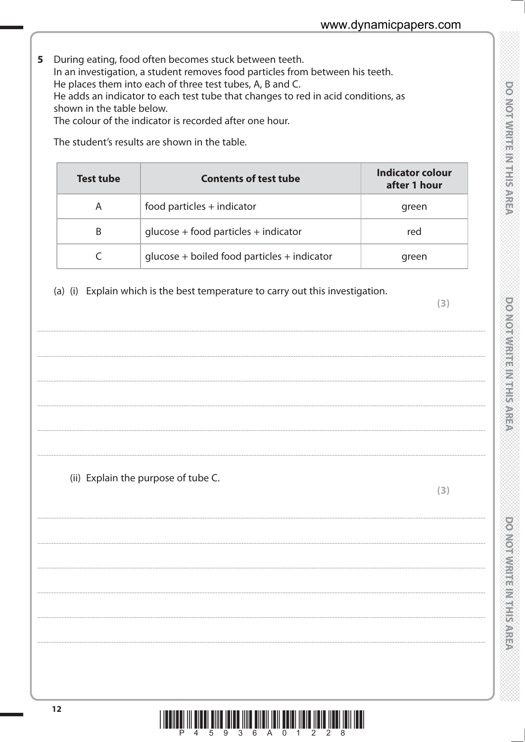**5** During eating, food often becomes stuck between teeth.
In an investigation, a student removes food particles from between his teeth.
He places them into each of three test tubes, A, B and C.
He adds an indicator to each test tube that changes to red in acid conditions, as shown in the table below.
The colour of the indicator is recorded after one hour.

The student's results are shown in the table.

| Test tube | Contents of test tube | Indicator colour after 1 hour |
|---|---|---|
| A | food particles + indicator | green |
| B | glucose + food particles + indicator | red |
| C | glucose + boiled food particles + indicator | green |

(a) (i) Explain which is the best temperature to carry out this investigation. **(3)**

..........................................................................................................................................

..........................................................................................................................................

..........................................................................................................................................

..........................................................................................................................................

..........................................................................................................................................

(ii) Explain the purpose of tube C. **(3)**

..........................................................................................................................................

..........................................................................................................................................

..........................................................................................................................................

..........................................................................................................................................

..........................................................................................................................................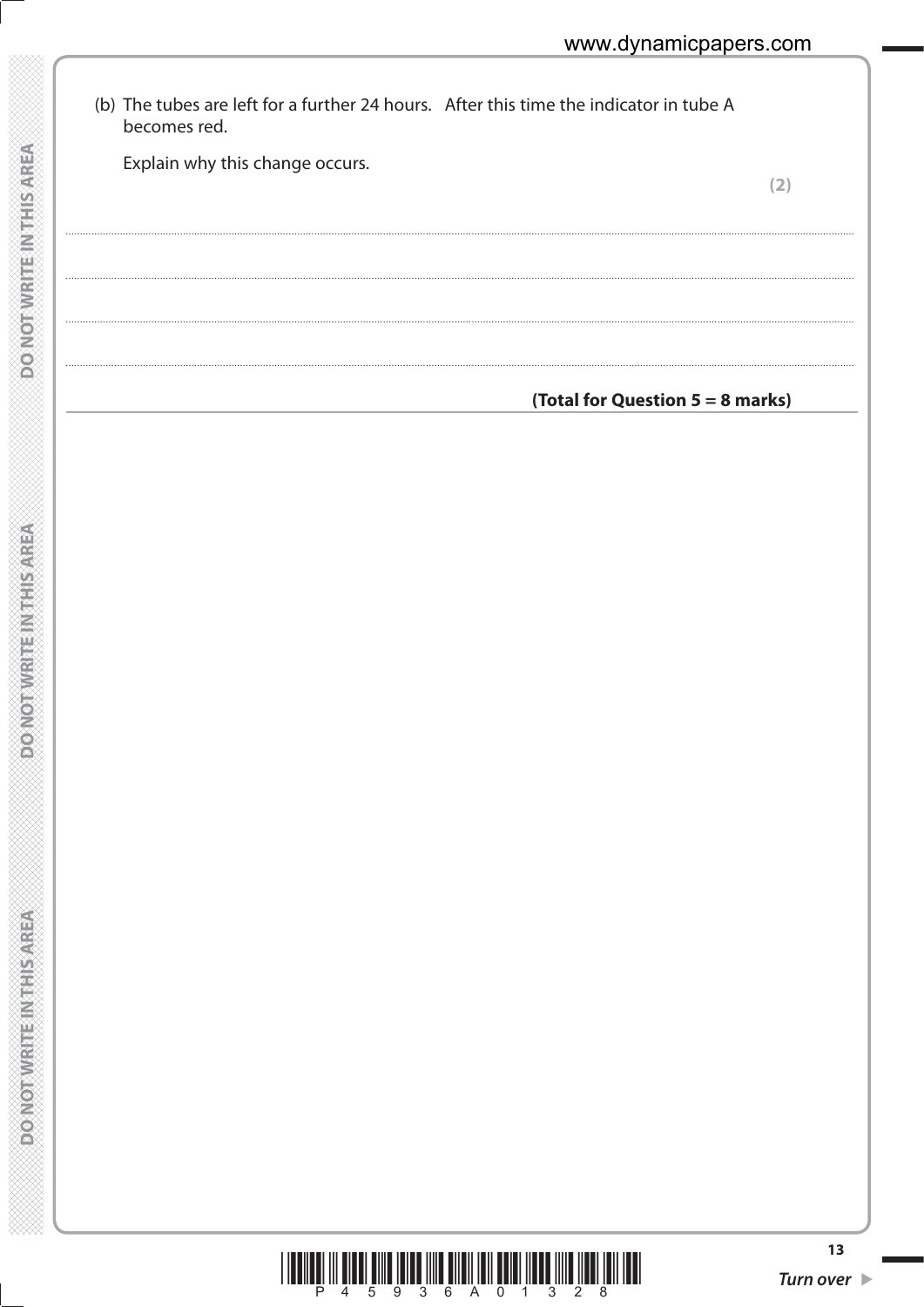(b) The tubes are left for a further 24 hours. After this time the indicator in tube A becomes red.

Explain why this change occurs.

**(2)**

..........................................................................................................................................................................................................

..........................................................................................................................................................................................................

..........................................................................................................................................................................................................

..........................................................................................................................................................................................................

**(Total for Question 5 = 8 marks)**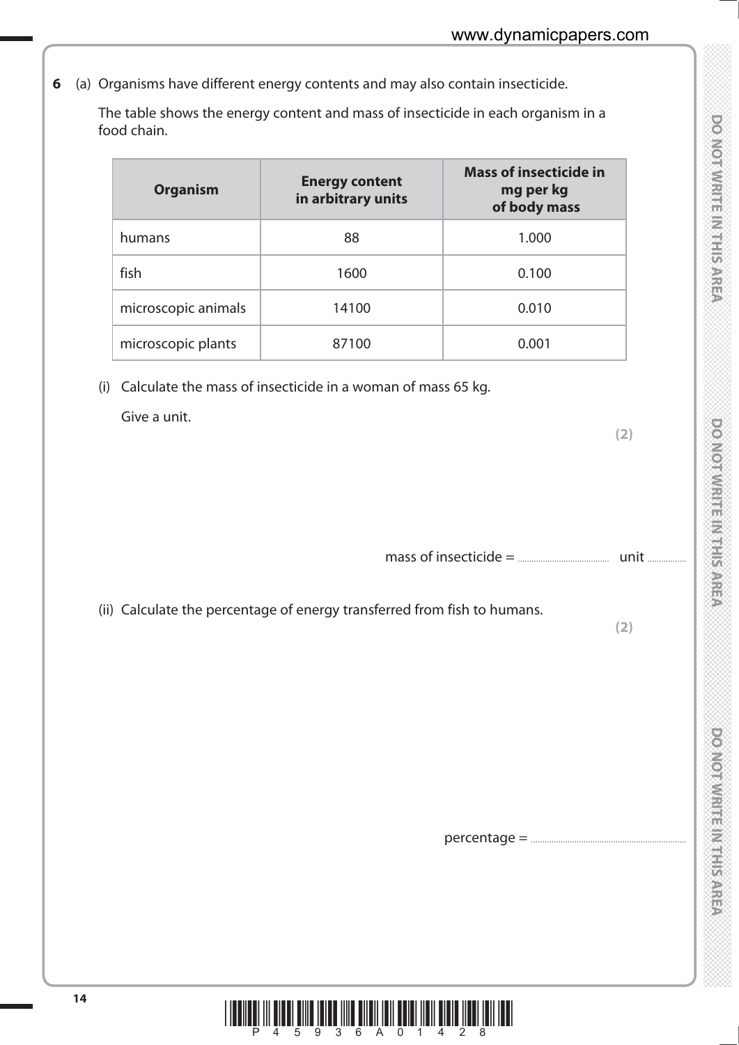**6** (a) Organisms have different energy contents and may also contain insecticide.

The table shows the energy content and mass of insecticide in each organism in a food chain.

| Organism | Energy content in arbitrary units | Mass of insecticide in mg per kg of body mass |
|---|---|---|
| humans | 88 | 1.000 |
| fish | 1600 | 0.100 |
| microscopic animals | 14100 | 0.010 |
| microscopic plants | 87100 | 0.001 |

(i) Calculate the mass of insecticide in a woman of mass 65 kg.

Give a unit.

**(2)**

mass of insecticide = .................................. unit ................

(ii) Calculate the percentage of energy transferred from fish to humans.

**(2)**

percentage = ..................................................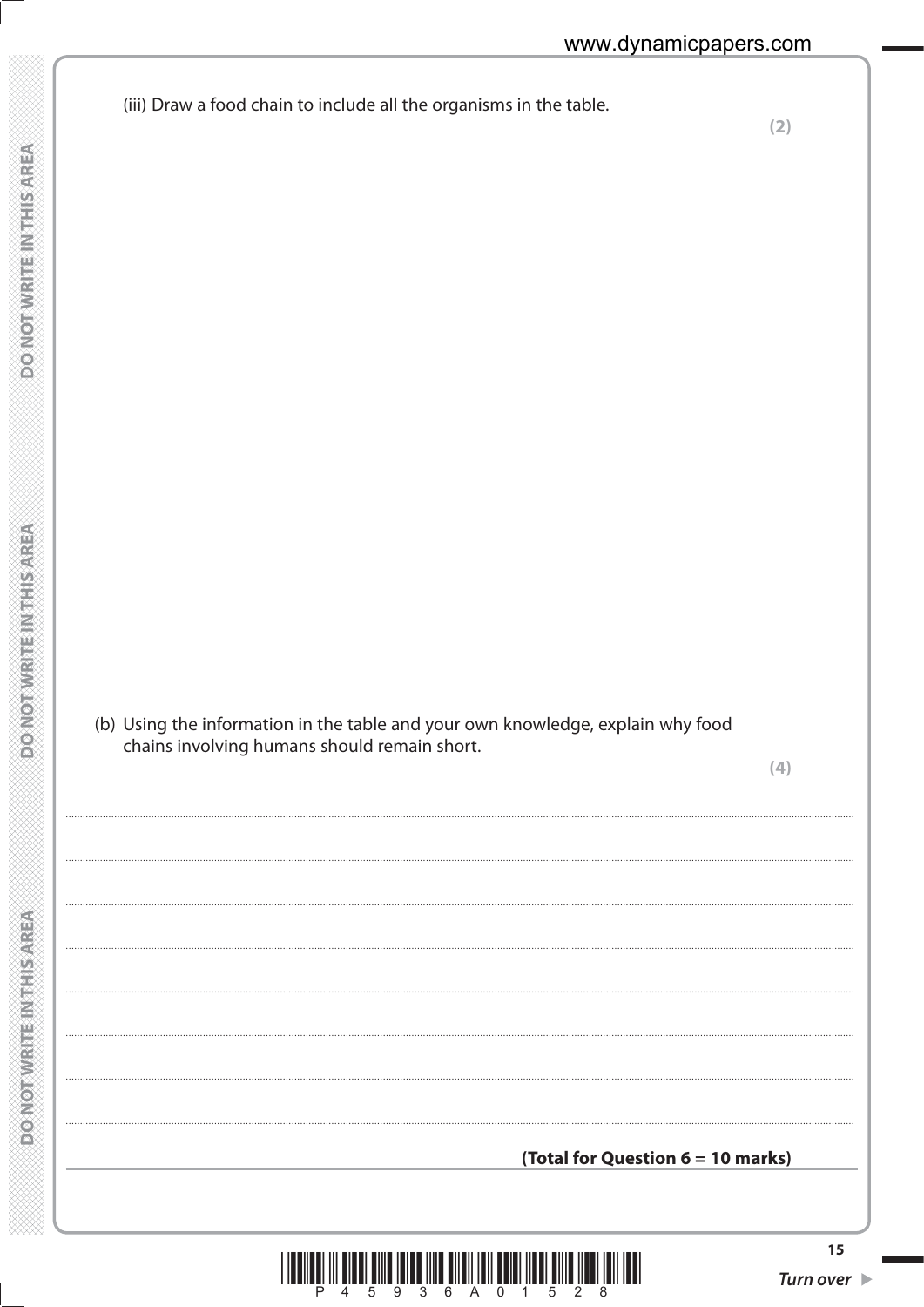(iii) Draw a food chain to include all the organisms in the table.

**(2)**

(b) Using the information in the table and your own knowledge, explain why food chains involving humans should remain short.

**(4)**

..........................................................................................................................................

..........................................................................................................................................

..........................................................................................................................................

..........................................................................................................................................

..........................................................................................................................................

..........................................................................................................................................

..........................................................................................................................................

..........................................................................................................................................

**(Total for Question 6 = 10 marks)**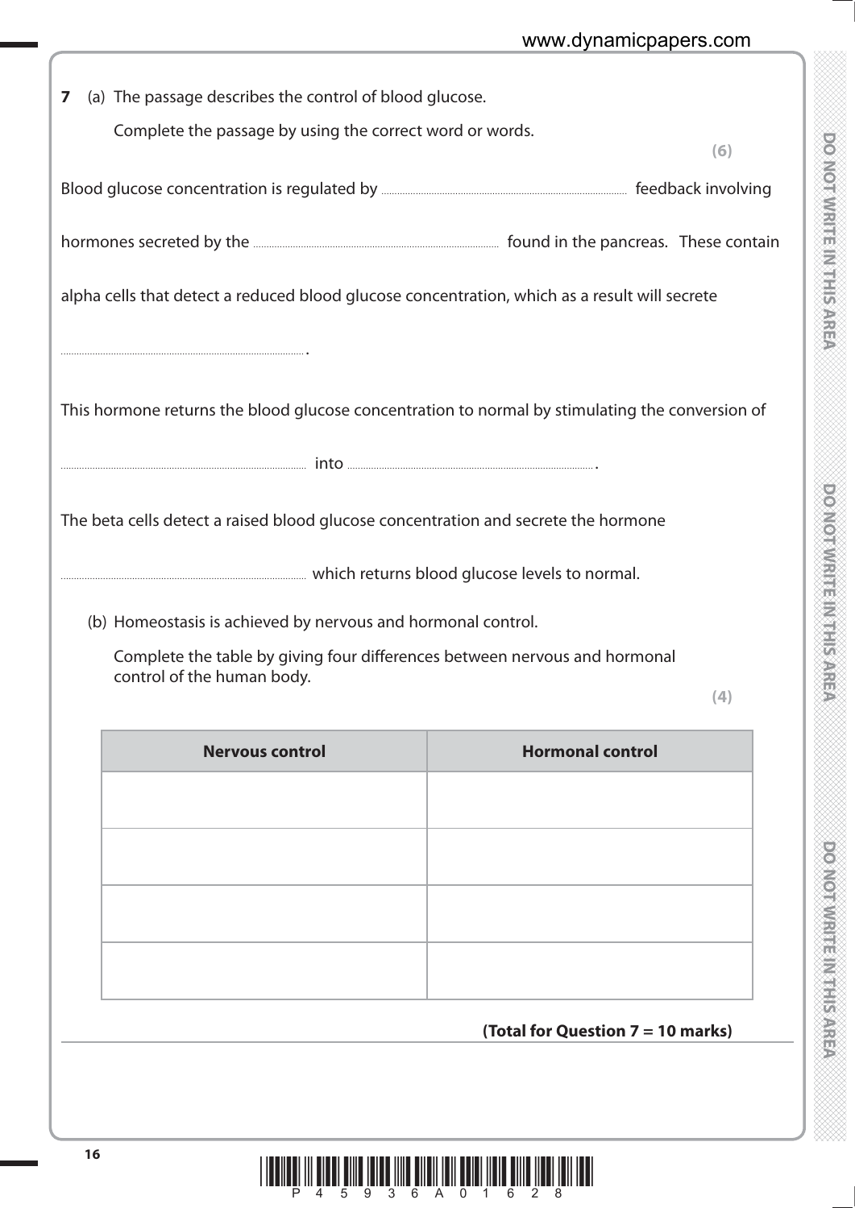**7** (a) The passage describes the control of blood glucose.

Complete the passage by using the correct word or words.

**(6)**

Blood glucose concentration is regulated by .................................................... feedback involving

hormones secreted by the .................................................... found in the pancreas. These contain

alpha cells that detect a reduced blood glucose concentration, which as a result will secrete

.................................................... .

This hormone returns the blood glucose concentration to normal by stimulating the conversion of

.................................................... into .................................................... .

The beta cells detect a raised blood glucose concentration and secrete the hormone

.................................................... which returns blood glucose levels to normal.

(b) Homeostasis is achieved by nervous and hormonal control.

Complete the table by giving four differences between nervous and hormonal control of the human body.

**(4)**

| Nervous control | Hormonal control |
|---|---|
| | |
| | |
| | |
| | |

**(Total for Question 7 = 10 marks)**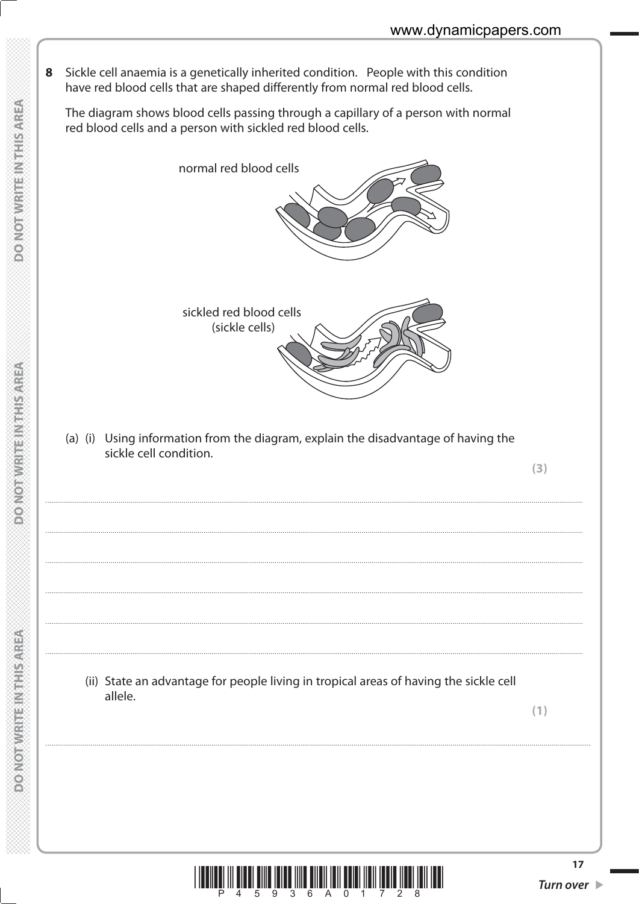**8** Sickle cell anaemia is a genetically inherited condition. People with this condition have red blood cells that are shaped differently from normal red blood cells.

The diagram shows blood cells passing through a capillary of a person with normal red blood cells and a person with sickled red blood cells.

normal red blood cells

sickled red blood cells (sickle cells)

(a) (i) Using information from the diagram, explain the disadvantage of having the sickle cell condition.

**(3)**

..............................................................................................................................................

..............................................................................................................................................

..............................................................................................................................................

..............................................................................................................................................

..............................................................................................................................................

(ii) State an advantage for people living in tropical areas of having the sickle cell allele.

**(1)**

..............................................................................................................................................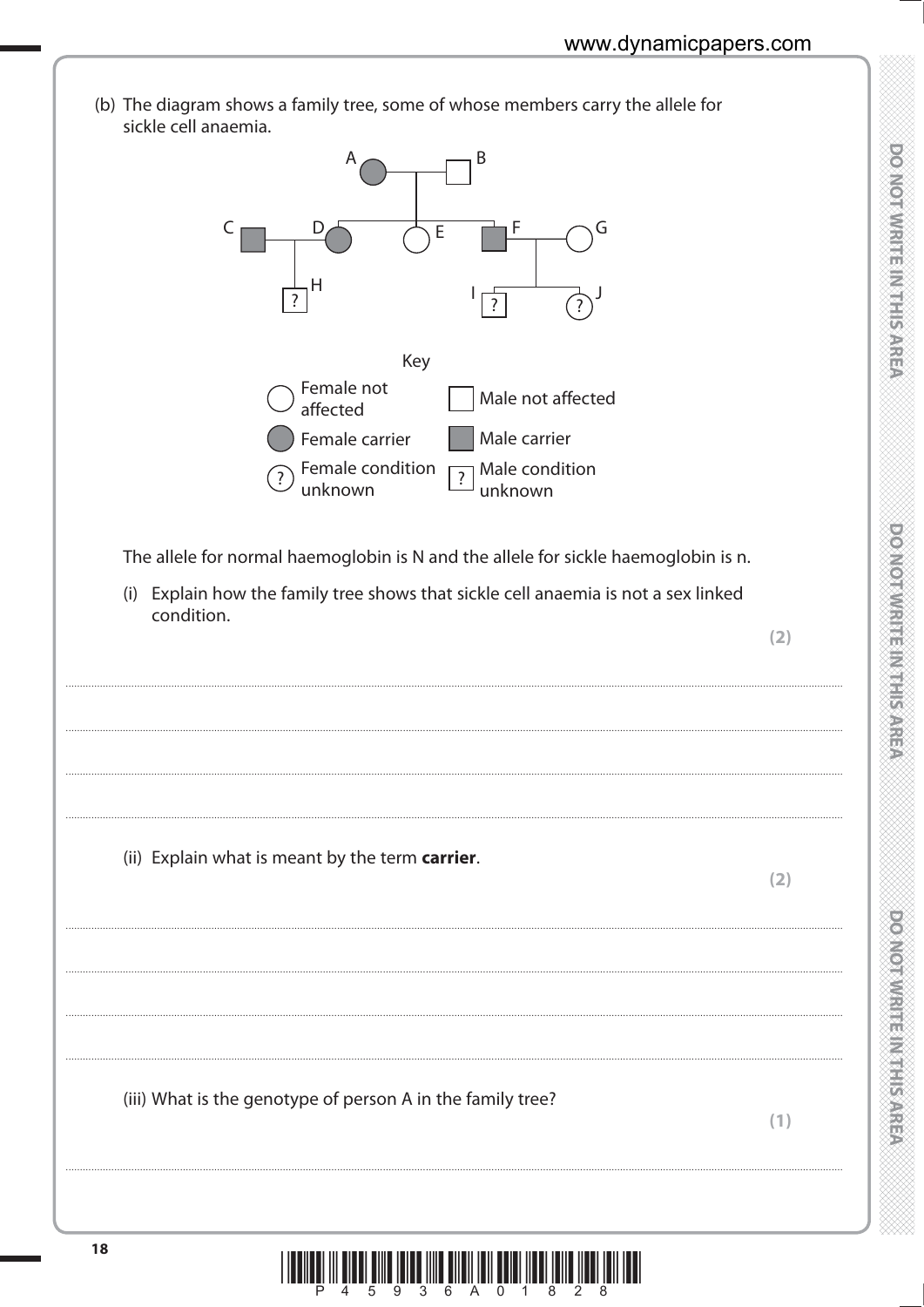(b) The diagram shows a family tree, some of whose members carry the allele for sickle cell anaemia.

Key

- Female not affected
- Male not affected
- Female carrier
- Male carrier
- Female condition unknown
- Male condition unknown

The allele for normal haemoglobin is N and the allele for sickle haemoglobin is n.

(i) Explain how the family tree shows that sickle cell anaemia is not a sex linked condition.

**(2)**

..............................................................................................................................................

..............................................................................................................................................

..............................................................................................................................................

(ii) Explain what is meant by the term **carrier**.

**(2)**

..............................................................................................................................................

..............................................................................................................................................

..............................................................................................................................................

..............................................................................................................................................

(iii) What is the genotype of person A in the family tree?

**(1)**

..............................................................................................................................................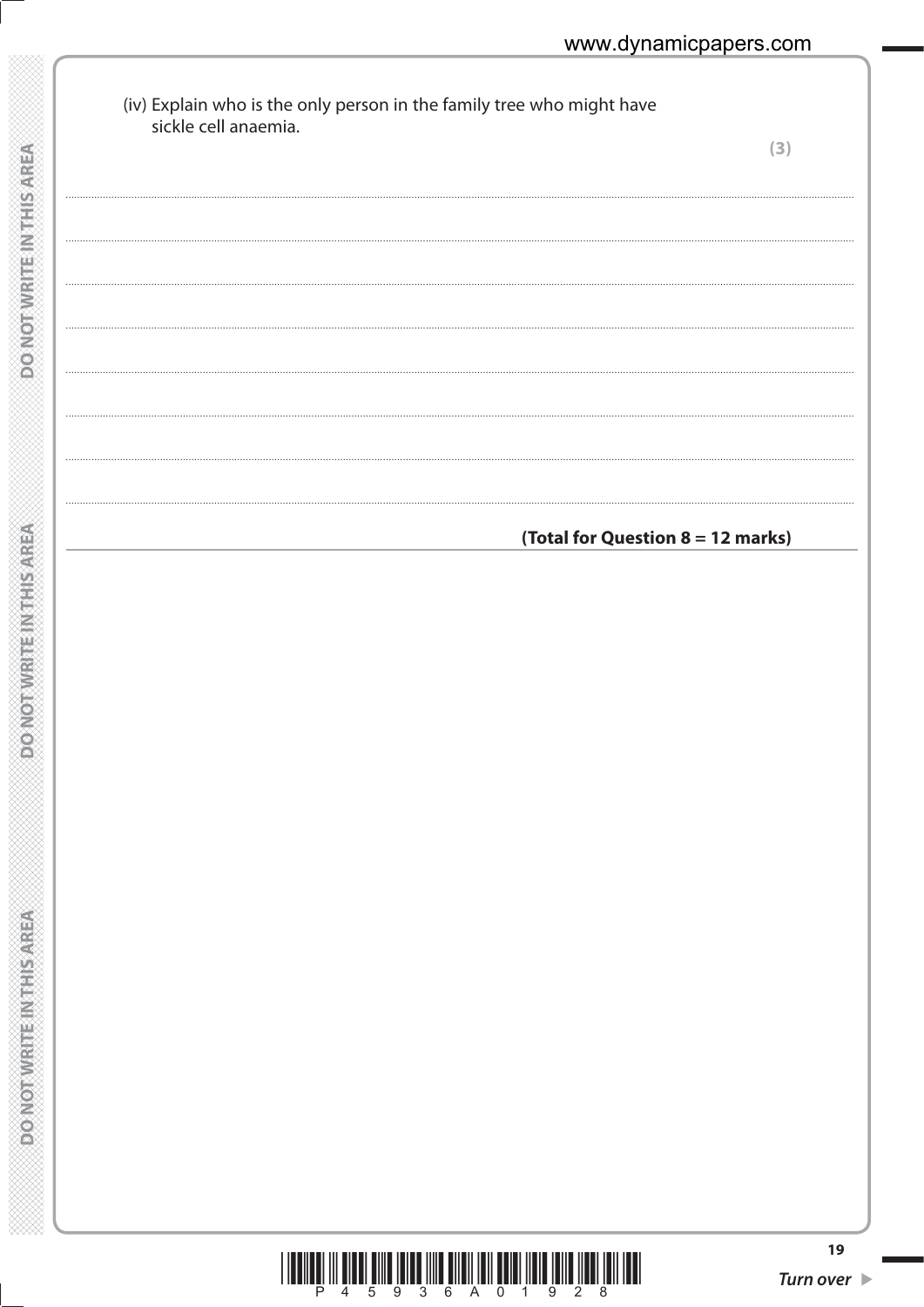(iv) Explain who is the only person in the family tree who might have sickle cell anaemia.

**(3)**

.......................................................................................................................................................................

.......................................................................................................................................................................

.......................................................................................................................................................................

.......................................................................................................................................................................

.......................................................................................................................................................................

.......................................................................................................................................................................

.......................................................................................................................................................................

**(Total for Question 8 = 12 marks)**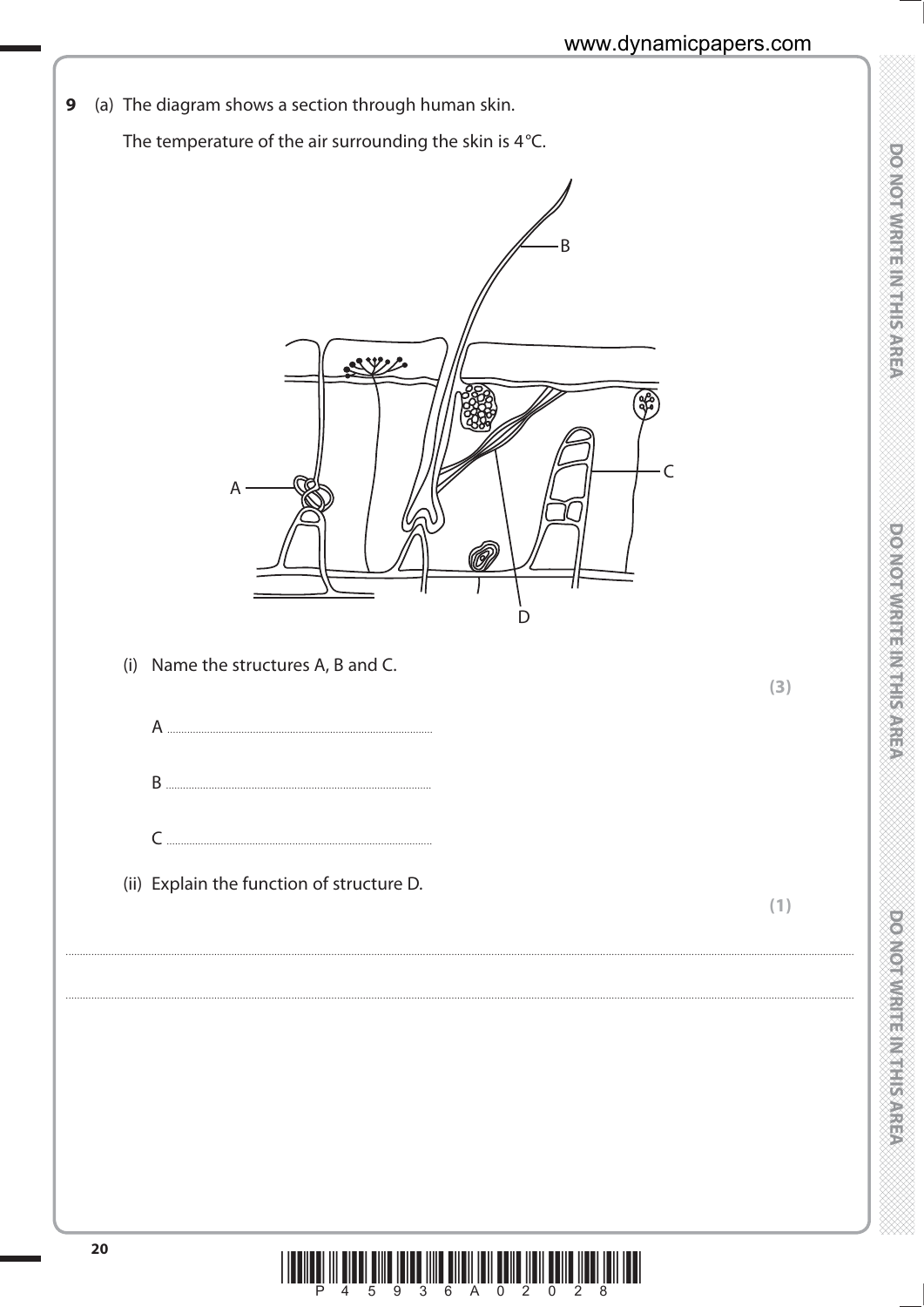**9** (a) The diagram shows a section through human skin.

The temperature of the air surrounding the skin is 4 °C.

(i) Name the structures A, B and C.

**(3)**

A ..............................................................................

B ..............................................................................

C ..............................................................................

(ii) Explain the function of structure D.

**(1)**

..............................................................................................................................................................................................................

..............................................................................................................................................................................................................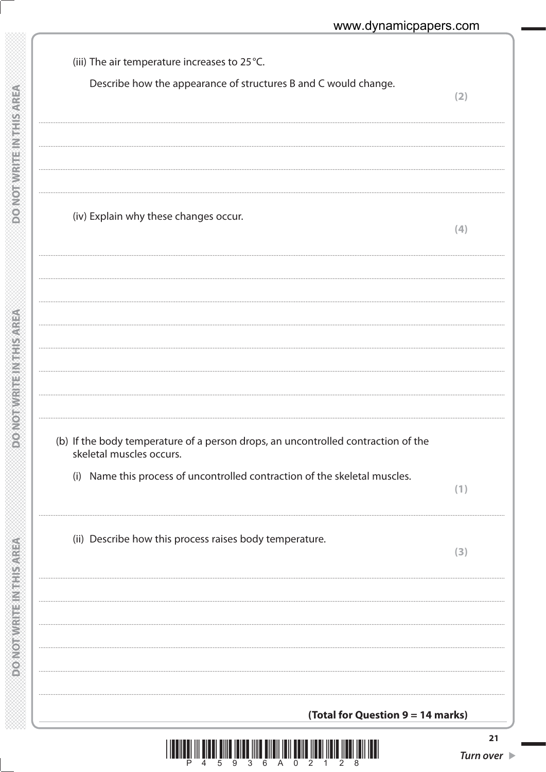(iii) The air temperature increases to 25 °C.

Describe how the appearance of structures B and C would change. **(2)**

..............................................................................................................................................

..............................................................................................................................................

..............................................................................................................................................

(iv) Explain why these changes occur. **(4)**

..............................................................................................................................................

..............................................................................................................................................

..............................................................................................................................................

..............................................................................................................................................

..............................................................................................................................................

..............................................................................................................................................

..............................................................................................................................................

(b) If the body temperature of a person drops, an uncontrolled contraction of the skeletal muscles occurs.

(i) Name this process of uncontrolled contraction of the skeletal muscles. **(1)**

..............................................................................................................................................

(ii) Describe how this process raises body temperature. **(3)**

..............................................................................................................................................

..............................................................................................................................................

..............................................................................................................................................

..............................................................................................................................................

..............................................................................................................................................

..............................................................................................................................................

**(Total for Question 9 = 14 marks)**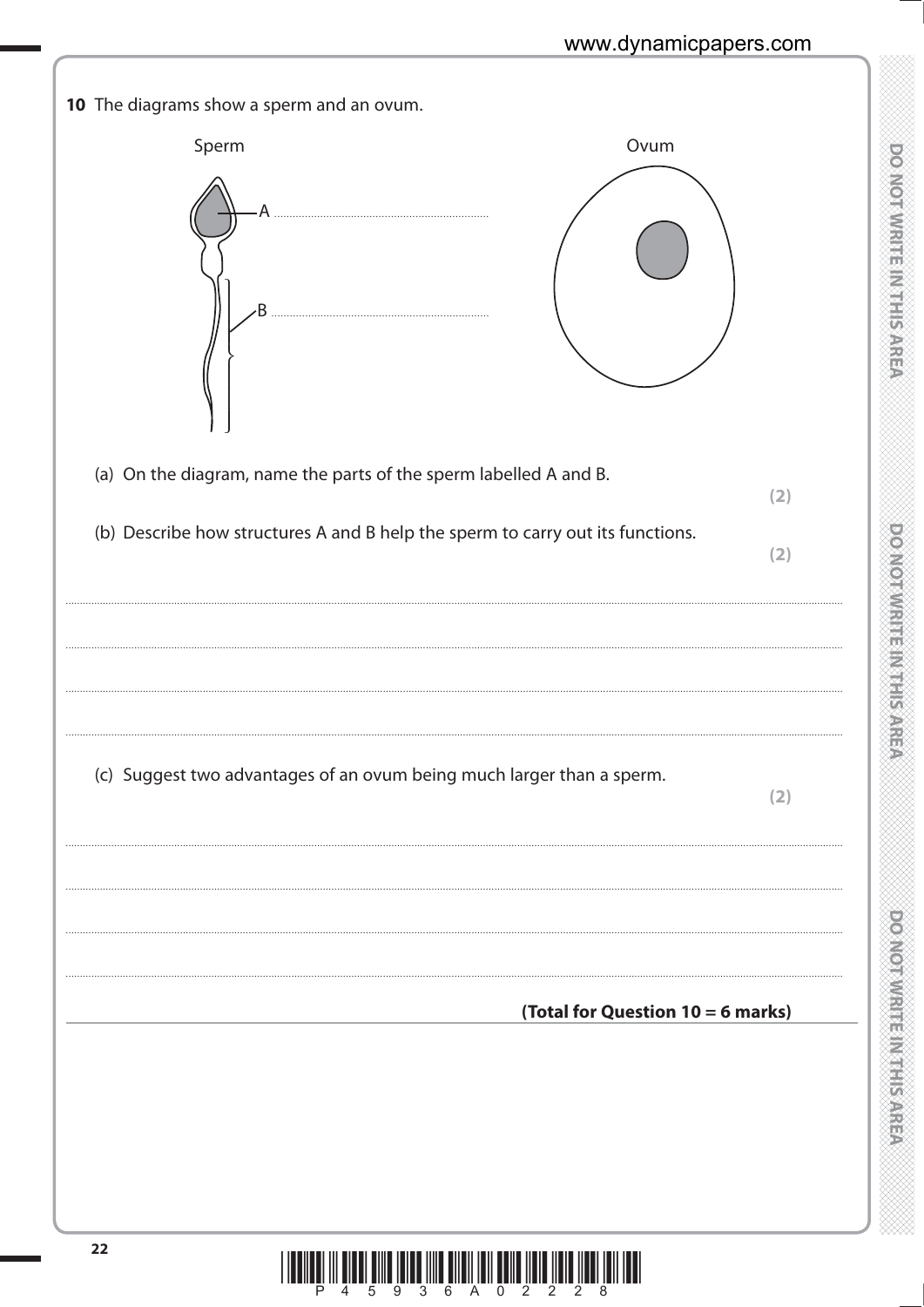**10** The diagrams show a sperm and an ovum.

Sperm — A .................................... B ....................................

Ovum

(a) On the diagram, name the parts of the sperm labelled A and B. **(2)**

(b) Describe how structures A and B help the sperm to carry out its functions. **(2)**

....................................................................................................................................................

....................................................................................................................................................

....................................................................................................................................................

....................................................................................................................................................

(c) Suggest two advantages of an ovum being much larger than a sperm. **(2)**

....................................................................................................................................................

....................................................................................................................................................

....................................................................................................................................................

....................................................................................................................................................

**(Total for Question 10 = 6 marks)**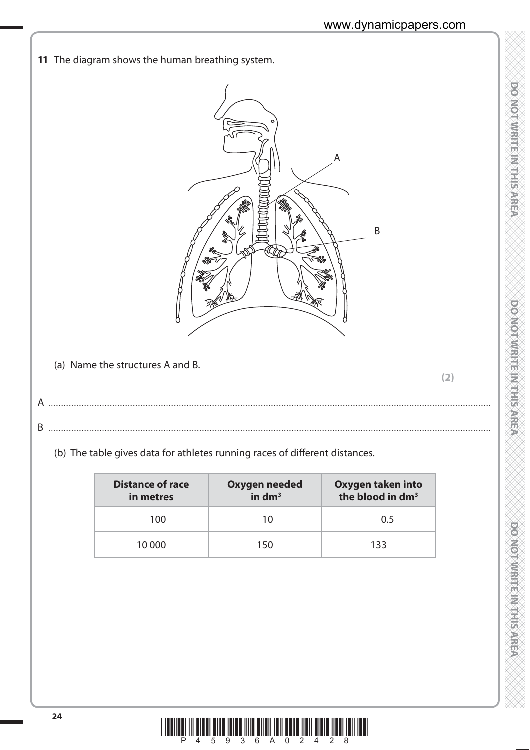**11** The diagram shows the human breathing system.

(a) Name the structures A and B.

**(2)**

A ..........................................................................................................................................................................................................

B ..........................................................................................................................................................................................................

(b) The table gives data for athletes running races of different distances.

| Distance of race in metres | Oxygen needed in $dm^3$ | Oxygen taken into the blood in $dm^3$ |
|---|---|---|
| 100 | 10 | 0.5 |
| 10 000 | 150 | 133 |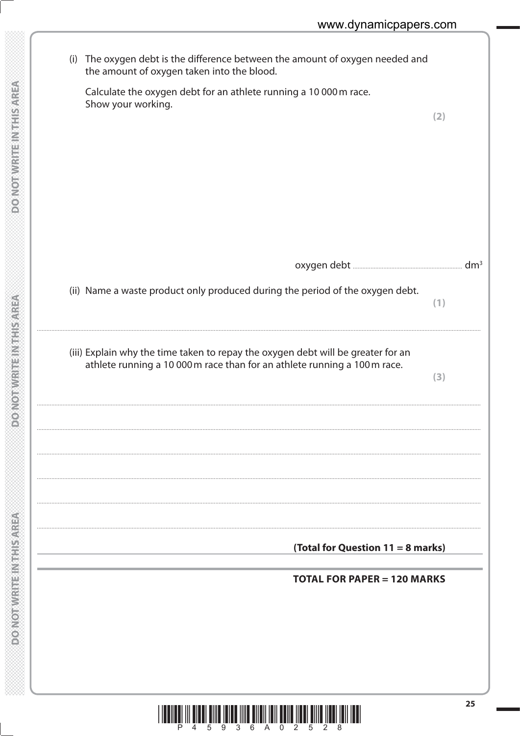(i) The oxygen debt is the difference between the amount of oxygen needed and the amount of oxygen taken into the blood.

Calculate the oxygen debt for an athlete running a 10 000 m race.
Show your working.

**(2)**

oxygen debt .................................... $dm^3$

(ii) Name a waste product only produced during the period of the oxygen debt.

**(1)**

..............................................................................................................................................

(iii) Explain why the time taken to repay the oxygen debt will be greater for an athlete running a 10 000 m race than for an athlete running a 100 m race.

**(3)**

..............................................................................................................................................

..............................................................................................................................................

..............................................................................................................................................

..............................................................................................................................................

..............................................................................................................................................

..............................................................................................................................................

**(Total for Question 11 = 8 marks)**

**TOTAL FOR PAPER = 120 MARKS**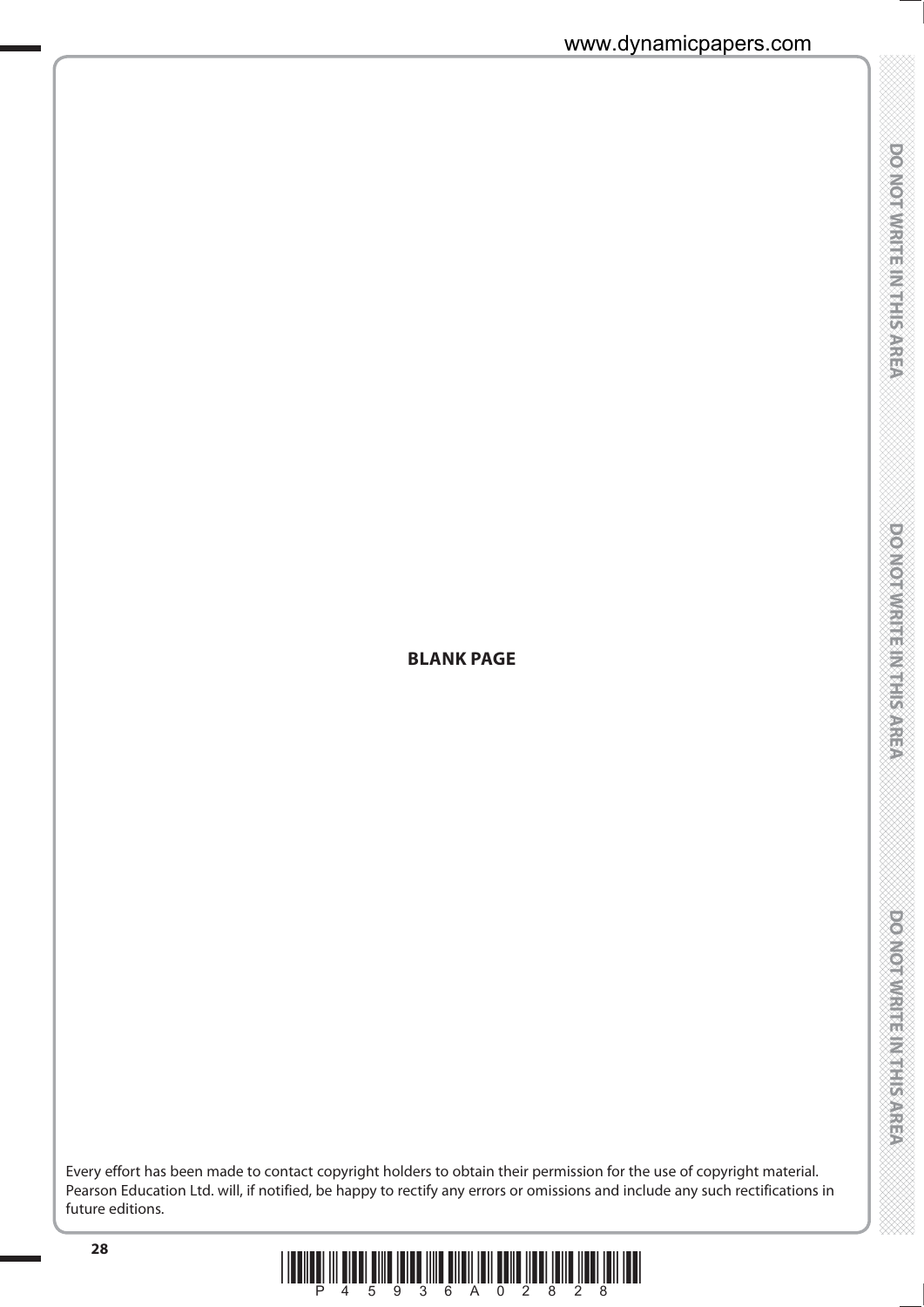**BLANK PAGE**

Every effort has been made to contact copyright holders to obtain their permission for the use of copyright material. Pearson Education Ltd. will, if notified, be happy to rectify any errors or omissions and include any such rectifications in future editions.